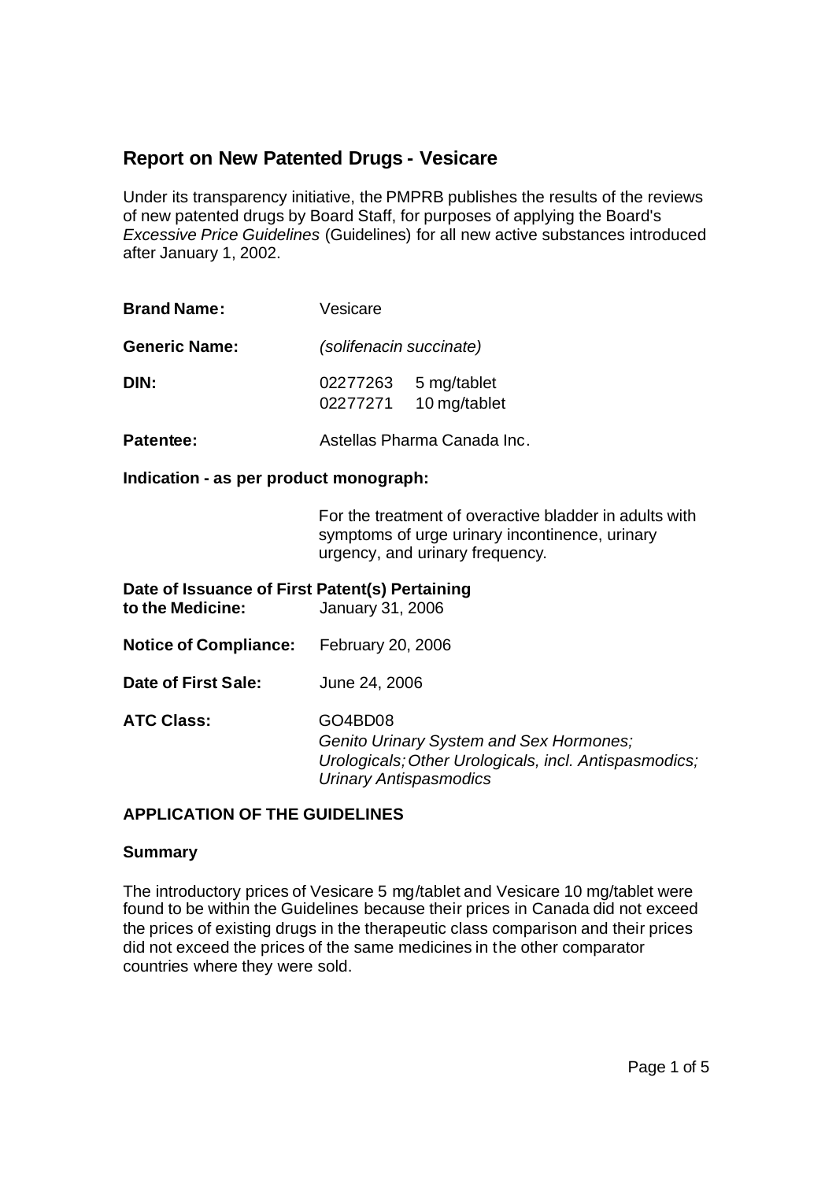## Report on New Patented Drugs - Vesicare

Under its transparency initiative, the PMPRB publishes the results of the reviews of new patented drugs by Board Staff, for purposes of applying the Board's *Excessive Price Guidelines* (Guidelines) for all new active substances introduced after January 1, 2002.

**Brand Name:** Vesicare

**Generic Name:** *(solifenacin succinate)*

**DIN:** 02277263 5 mg/tablet
02277271 10 mg/tablet

**Patentee:** Astellas Pharma Canada Inc.

**Indication - as per product monograph:**

For the treatment of overactive bladder in adults with symptoms of urge urinary incontinence, urinary urgency, and urinary frequency.

**Date of Issuance of First Patent(s) Pertaining to the Medicine:** January 31, 2006

**Notice of Compliance:** February 20, 2006

**Date of First Sale:** June 24, 2006

**ATC Class:** GO4BD08
*Genito Urinary System and Sex Hormones; Urologicals; Other Urologicals, incl. Antispasmodics; Urinary Antispasmodics*

### APPLICATION OF THE GUIDELINES

#### Summary

The introductory prices of Vesicare 5 mg/tablet and Vesicare 10 mg/tablet were found to be within the Guidelines because their prices in Canada did not exceed the prices of existing drugs in the therapeutic class comparison and their prices did not exceed the prices of the same medicines in the other comparator countries where they were sold.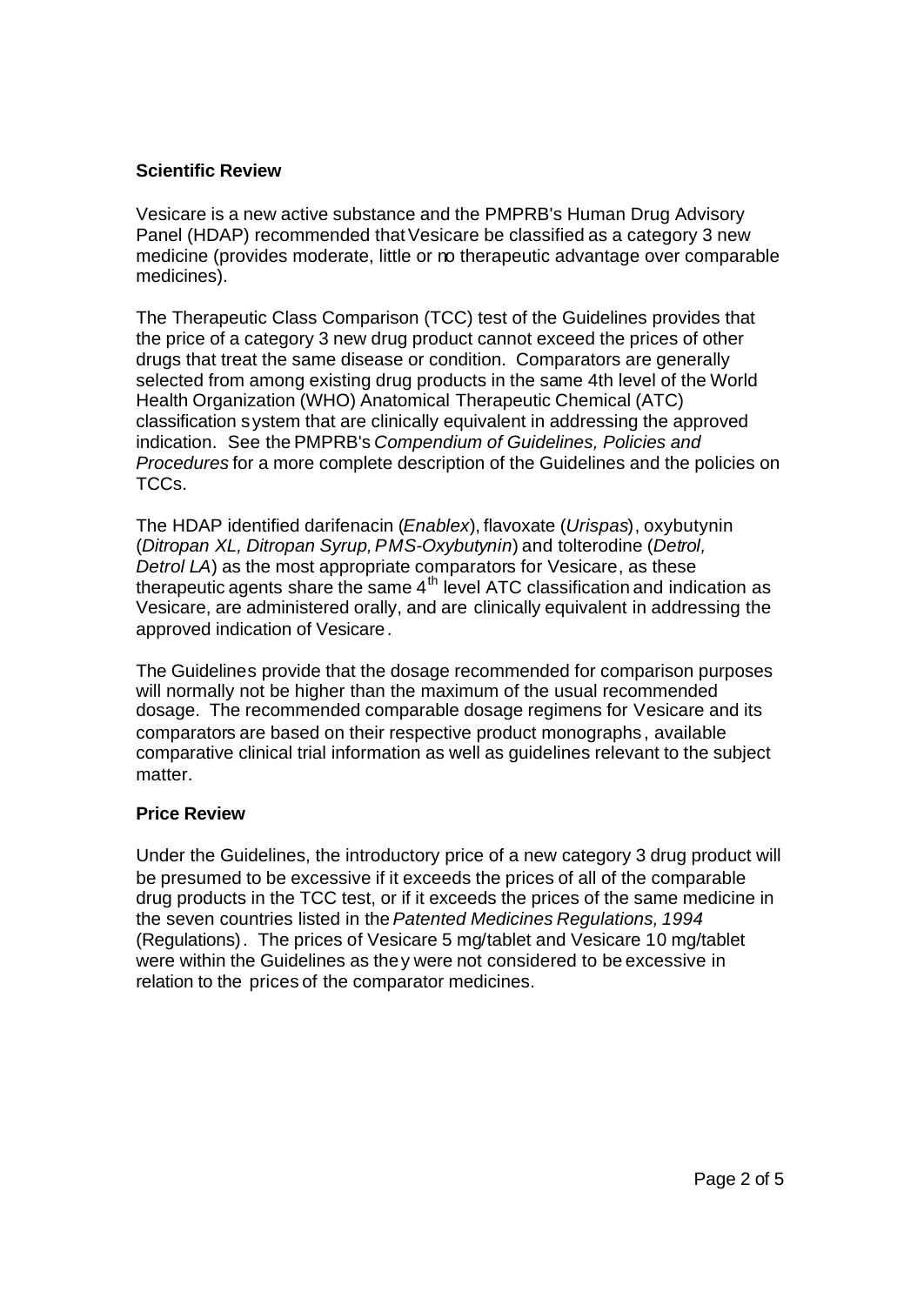**Scientific Review**

Vesicare is a new active substance and the PMPRB's Human Drug Advisory Panel (HDAP) recommended that Vesicare be classified as a category 3 new medicine (provides moderate, little or no therapeutic advantage over comparable medicines).

The Therapeutic Class Comparison (TCC) test of the Guidelines provides that the price of a category 3 new drug product cannot exceed the prices of other drugs that treat the same disease or condition. Comparators are generally selected from among existing drug products in the same 4th level of the World Health Organization (WHO) Anatomical Therapeutic Chemical (ATC) classification system that are clinically equivalent in addressing the approved indication. See the PMPRB's *Compendium of Guidelines, Policies and Procedures* for a more complete description of the Guidelines and the policies on TCCs.

The HDAP identified darifenacin (*Enablex*), flavoxate (*Urispas*), oxybutynin (*Ditropan XL, Ditropan Syrup, PMS-Oxybutynin*) and tolterodine (*Detrol, Detrol LA*) as the most appropriate comparators for Vesicare, as these therapeutic agents share the same 4th level ATC classification and indication as Vesicare, are administered orally, and are clinically equivalent in addressing the approved indication of Vesicare.

The Guidelines provide that the dosage recommended for comparison purposes will normally not be higher than the maximum of the usual recommended dosage. The recommended comparable dosage regimens for Vesicare and its comparators are based on their respective product monographs, available comparative clinical trial information as well as guidelines relevant to the subject matter.

**Price Review**

Under the Guidelines, the introductory price of a new category 3 drug product will be presumed to be excessive if it exceeds the prices of all of the comparable drug products in the TCC test, or if it exceeds the prices of the same medicine in the seven countries listed in the *Patented Medicines Regulations, 1994* (Regulations). The prices of Vesicare 5 mg/tablet and Vesicare 10 mg/tablet were within the Guidelines as they were not considered to be excessive in relation to the prices of the comparator medicines.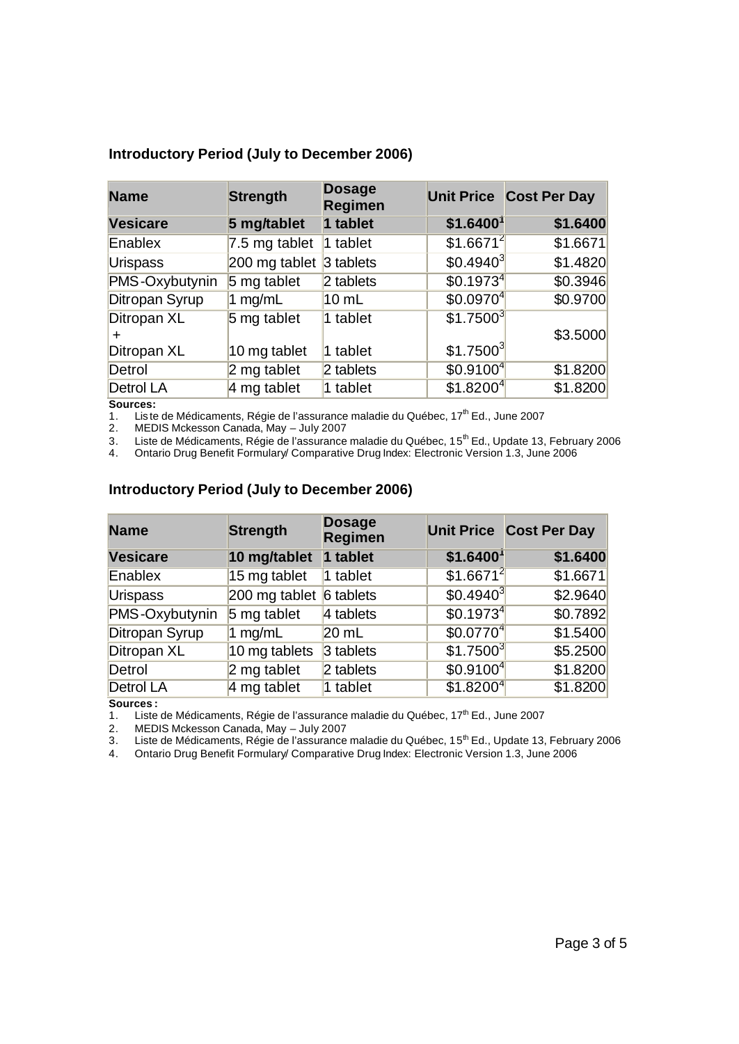### Introductory Period (July to December 2006)

| Name | Strength | Dosage Regimen | Unit Price | Cost Per Day |
|---|---|---|---|---|
| **Vesicare** | **5 mg/tablet** | **1 tablet** | **$1.6400[1]** | **$1.6400** |
| Enablex | 7.5 mg tablet | 1 tablet | $1.6671[2] | $1.6671 |
| Urispass | 200 mg tablet | 3 tablets | $0.4940[3] | $1.4820 |
| PMS-Oxybutynin | 5 mg tablet | 2 tablets | $0.1973[4] | $0.3946 |
| Ditropan Syrup | 1 mg/mL | 10 mL | $0.0970[4] | $0.9700 |
| Ditropan XL + Ditropan XL | 5 mg tablet<br>10 mg tablet | 1 tablet<br>1 tablet | $1.7500[3]<br>$1.7500[3] | $3.5000 |
| Detrol | 2 mg tablet | 2 tablets | $0.9100[4] | $1.8200 |
| Detrol LA | 4 mg tablet | 1 tablet | $1.8200[4] | $1.8200 |

**Sources:**
1. Liste de Médicaments, Régie de l'assurance maladie du Québec, 17th Ed., June 2007
2. MEDIS Mckesson Canada, May – July 2007
3. Liste de Médicaments, Régie de l'assurance maladie du Québec, 15th Ed., Update 13, February 2006
4. Ontario Drug Benefit Formulary/ Comparative Drug Index: Electronic Version 1.3, June 2006

### Introductory Period (July to December 2006)

| Name | Strength | Dosage Regimen | Unit Price | Cost Per Day |
|---|---|---|---|---|
| **Vesicare** | **10 mg/tablet** | **1 tablet** | **$1.6400[1]** | **$1.6400** |
| Enablex | 15 mg tablet | 1 tablet | $1.6671[2] | $1.6671 |
| Urispass | 200 mg tablet | 6 tablets | $0.4940[3] | $2.9640 |
| PMS-Oxybutynin | 5 mg tablet | 4 tablets | $0.1973[4] | $0.7892 |
| Ditropan Syrup | 1 mg/mL | 20 mL | $0.0770[4] | $1.5400 |
| Ditropan XL | 10 mg tablets | 3 tablets | $1.7500[3] | $5.2500 |
| Detrol | 2 mg tablet | 2 tablets | $0.9100[4] | $1.8200 |
| Detrol LA | 4 mg tablet | 1 tablet | $1.8200[4] | $1.8200 |

**Sources:**
1. Liste de Médicaments, Régie de l'assurance maladie du Québec, 17th Ed., June 2007
2. MEDIS Mckesson Canada, May – July 2007
3. Liste de Médicaments, Régie de l'assurance maladie du Québec, 15th Ed., Update 13, February 2006
4. Ontario Drug Benefit Formulary/ Comparative Drug Index: Electronic Version 1.3, June 2006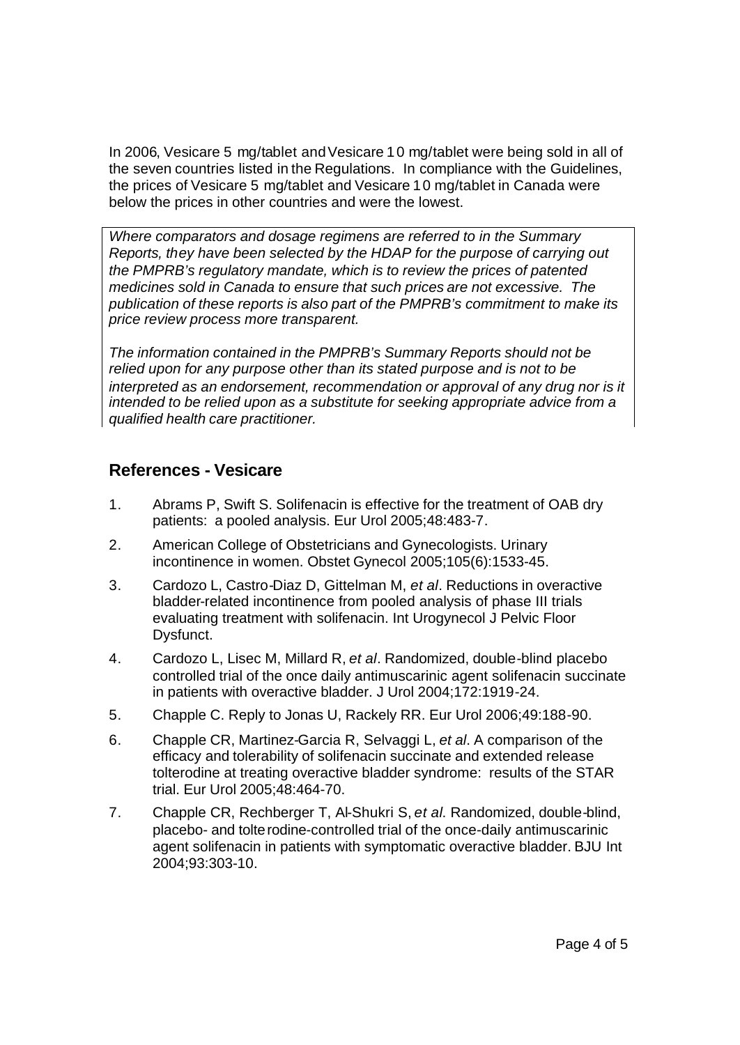In 2006, Vesicare 5 mg/tablet and Vesicare 10 mg/tablet were being sold in all of the seven countries listed in the Regulations. In compliance with the Guidelines, the prices of Vesicare 5 mg/tablet and Vesicare 10 mg/tablet in Canada were below the prices in other countries and were the lowest.

*Where comparators and dosage regimens are referred to in the Summary Reports, they have been selected by the HDAP for the purpose of carrying out the PMPRB's regulatory mandate, which is to review the prices of patented medicines sold in Canada to ensure that such prices are not excessive. The publication of these reports is also part of the PMPRB's commitment to make its price review process more transparent.*

*The information contained in the PMPRB's Summary Reports should not be relied upon for any purpose other than its stated purpose and is not to be interpreted as an endorsement, recommendation or approval of any drug nor is it intended to be relied upon as a substitute for seeking appropriate advice from a qualified health care practitioner.*

## References - Vesicare

1. Abrams P, Swift S. Solifenacin is effective for the treatment of OAB dry patients: a pooled analysis. Eur Urol 2005;48:483-7.
2. American College of Obstetricians and Gynecologists. Urinary incontinence in women. Obstet Gynecol 2005;105(6):1533-45.
3. Cardozo L, Castro-Diaz D, Gittelman M, *et al*. Reductions in overactive bladder-related incontinence from pooled analysis of phase III trials evaluating treatment with solifenacin. Int Urogynecol J Pelvic Floor Dysfunct.
4. Cardozo L, Lisec M, Millard R, *et al*. Randomized, double-blind placebo controlled trial of the once daily antimuscarinic agent solifenacin succinate in patients with overactive bladder. J Urol 2004;172:1919-24.
5. Chapple C. Reply to Jonas U, Rackely RR. Eur Urol 2006;49:188-90.
6. Chapple CR, Martinez-Garcia R, Selvaggi L, *et al*. A comparison of the efficacy and tolerability of solifenacin succinate and extended release tolterodine at treating overactive bladder syndrome: results of the STAR trial. Eur Urol 2005;48:464-70.
7. Chapple CR, Rechberger T, Al-Shukri S, *et al*. Randomized, double-blind, placebo- and tolterodine-controlled trial of the once-daily antimuscarinic agent solifenacin in patients with symptomatic overactive bladder. BJU Int 2004;93:303-10.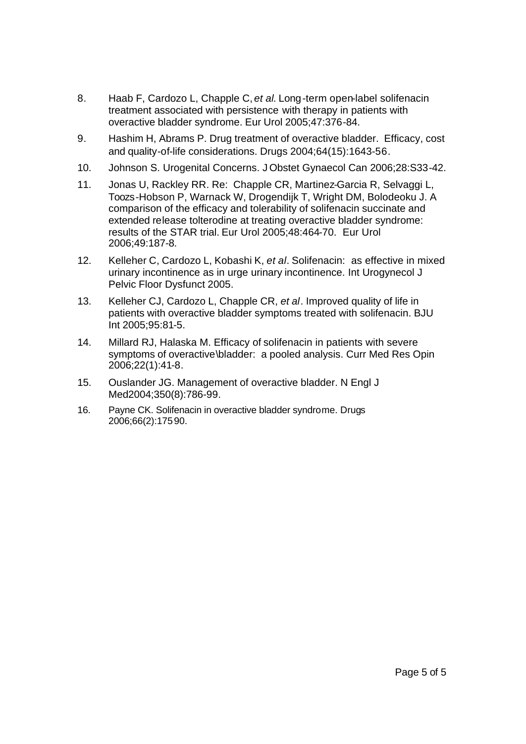8. Haab F, Cardozo L, Chapple C, *et al*. Long-term open-label solifenacin treatment associated with persistence with therapy in patients with overactive bladder syndrome. Eur Urol 2005;47:376-84.
9. Hashim H, Abrams P. Drug treatment of overactive bladder. Efficacy, cost and quality-of-life considerations. Drugs 2004;64(15):1643-56.
10. Johnson S. Urogenital Concerns. J Obstet Gynaecol Can 2006;28:S33-42.
11. Jonas U, Rackley RR. Re: Chapple CR, Martinez-Garcia R, Selvaggi L, Toozs-Hobson P, Warnack W, Drogendijk T, Wright DM, Bolodeoku J. A comparison of the efficacy and tolerability of solifenacin succinate and extended release tolterodine at treating overactive bladder syndrome: results of the STAR trial. Eur Urol 2005;48:464-70. Eur Urol 2006;49:187-8.
12. Kelleher C, Cardozo L, Kobashi K, *et al*. Solifenacin: as effective in mixed urinary incontinence as in urge urinary incontinence. Int Urogynecol J Pelvic Floor Dysfunct 2005.
13. Kelleher CJ, Cardozo L, Chapple CR, *et al*. Improved quality of life in patients with overactive bladder symptoms treated with solifenacin. BJU Int 2005;95:81-5.
14. Millard RJ, Halaska M. Efficacy of solifenacin in patients with severe symptoms of overactive\bladder: a pooled analysis. Curr Med Res Opin 2006;22(1):41-8.
15. Ouslander JG. Management of overactive bladder. N Engl J Med2004;350(8):786-99.
16. Payne CK. Solifenacin in overactive bladder syndrome. Drugs 2006;66(2):175 90.